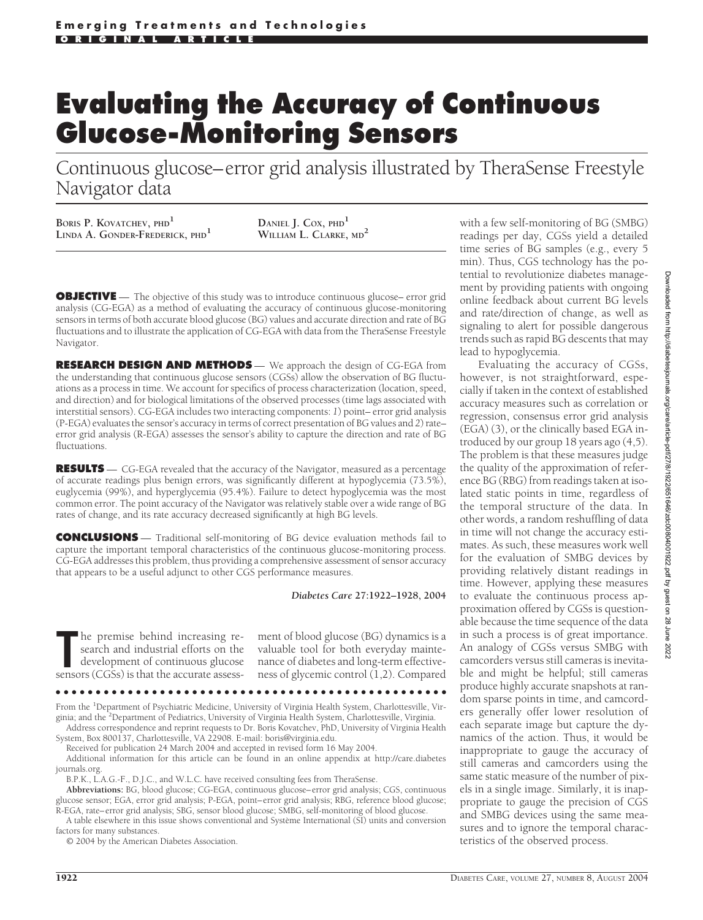Emerging Treatments and Technologies

ORIGINAL ARTICLE

# Evaluating the Accuracy of Continuous Glucose-Monitoring Sensors

## Continuous glucose–error grid analysis illustrated by TheraSense Freestyle Navigator data

BORIS P. KOVATCHEV, PHD[1]
LINDA A. GONDER-FREDERICK, PHD[1]
DANIEL J. COX, PHD[1]
WILLIAM L. CLARKE, MD[2]

**OBJECTIVE** — The objective of this study was to introduce continuous glucose– error grid analysis (CG-EGA) as a method of evaluating the accuracy of continuous glucose-monitoring sensors in terms of both accurate blood glucose (BG) values and accurate direction and rate of BG fluctuations and to illustrate the application of CG-EGA with data from the TheraSense Freestyle Navigator.

**RESEARCH DESIGN AND METHODS** — We approach the design of CG-EGA from the understanding that continuous glucose sensors (CGSs) allow the observation of BG fluctuations as a process in time. We account for specifics of process characterization (location, speed, and direction) and for biological limitations of the observed processes (time lags associated with interstitial sensors). CG-EGA includes two interacting components: *1*) point– error grid analysis (P-EGA) evaluates the sensor's accuracy in terms of correct presentation of BG values and *2*) rate– error grid analysis (R-EGA) assesses the sensor's ability to capture the direction and rate of BG fluctuations.

**RESULTS** — CG-EGA revealed that the accuracy of the Navigator, measured as a percentage of accurate readings plus benign errors, was significantly different at hypoglycemia (73.5%), euglycemia (99%), and hyperglycemia (95.4%). Failure to detect hypoglycemia was the most common error. The point accuracy of the Navigator was relatively stable over a wide range of BG rates of change, and its rate accuracy decreased significantly at high BG levels.

**CONCLUSIONS** — Traditional self-monitoring of BG device evaluation methods fail to capture the important temporal characteristics of the continuous glucose-monitoring process. CG-EGA addresses this problem, thus providing a comprehensive assessment of sensor accuracy that appears to be a useful adjunct to other CGS performance measures.

*Diabetes Care* **27:**1922–1928, 2004

The premise behind increasing research and industrial efforts on the development of continuous glucose sensors (CGSs) is that the accurate assessment of blood glucose (BG) dynamics is a valuable tool for both everyday maintenance of diabetes and long-term effectiveness of glycemic control (1,2). Compared with a few self-monitoring of BG (SMBG) readings per day, CGSs yield a detailed time series of BG samples (e.g., every 5 min). Thus, CGS technology has the potential to revolutionize diabetes management by providing patients with ongoing online feedback about current BG levels and rate/direction of change, as well as signaling to alert for possible dangerous trends such as rapid BG descents that may lead to hypoglycemia.

Evaluating the accuracy of CGSs, however, is not straightforward, especially if taken in the context of established accuracy measures such as correlation or regression, consensus error grid analysis (EGA) (3), or the clinically based EGA introduced by our group 18 years ago (4,5). The problem is that these measures judge the quality of the approximation of reference BG (RBG) from readings taken at isolated static points in time, regardless of the temporal structure of the data. In other words, a random reshuffling of data in time will not change the accuracy estimates. As such, these measures work well for the evaluation of SMBG devices by providing relatively distant readings in time. However, applying these measures to evaluate the continuous process approximation offered by CGSs is questionable because the time sequence of the data in such a process is of great importance. An analogy of CGSs versus SMBG with camcorders versus still cameras is inevitable and might be helpful; still cameras produce highly accurate snapshots at random sparse points in time, and camcorders generally offer lower resolution of each separate image but capture the dynamics of the action. Thus, it would be inappropriate to gauge the accuracy of still cameras and camcorders using the same static measure of the number of pixels in a single image. Similarly, it is inappropriate to gauge the precision of CGS and SMBG devices using the same measures and to ignore the temporal characteristics of the observed process.

From the [1]Department of Psychiatric Medicine, University of Virginia Health System, Charlottesville, Virginia; and the [2]Department of Pediatrics, University of Virginia Health System, Charlottesville, Virginia.

Address correspondence and reprint requests to Dr. Boris Kovatchev, PhD, University of Virginia Health System, Box 800137, Charlottesville, VA 22908. E-mail: boris@virginia.edu.

Received for publication 24 March 2004 and accepted in revised form 16 May 2004.

Additional information for this article can be found in an online appendix at http://care.diabetesjournals.org.

B.P.K., L.A.G.-F., D.J.C., and W.L.C. have received consulting fees from TheraSense.

**Abbreviations:** BG, blood glucose; CG-EGA, continuous glucose–error grid analysis; CGS, continuous glucose sensor; EGA, error grid analysis; P-EGA, point–error grid analysis; RBG, reference blood glucose; R-EGA, rate–error grid analysis; SBG, sensor blood glucose; SMBG, self-monitoring of blood glucose.

A table elsewhere in this issue shows conventional and Système International (SI) units and conversion factors for many substances.

© 2004 by the American Diabetes Association.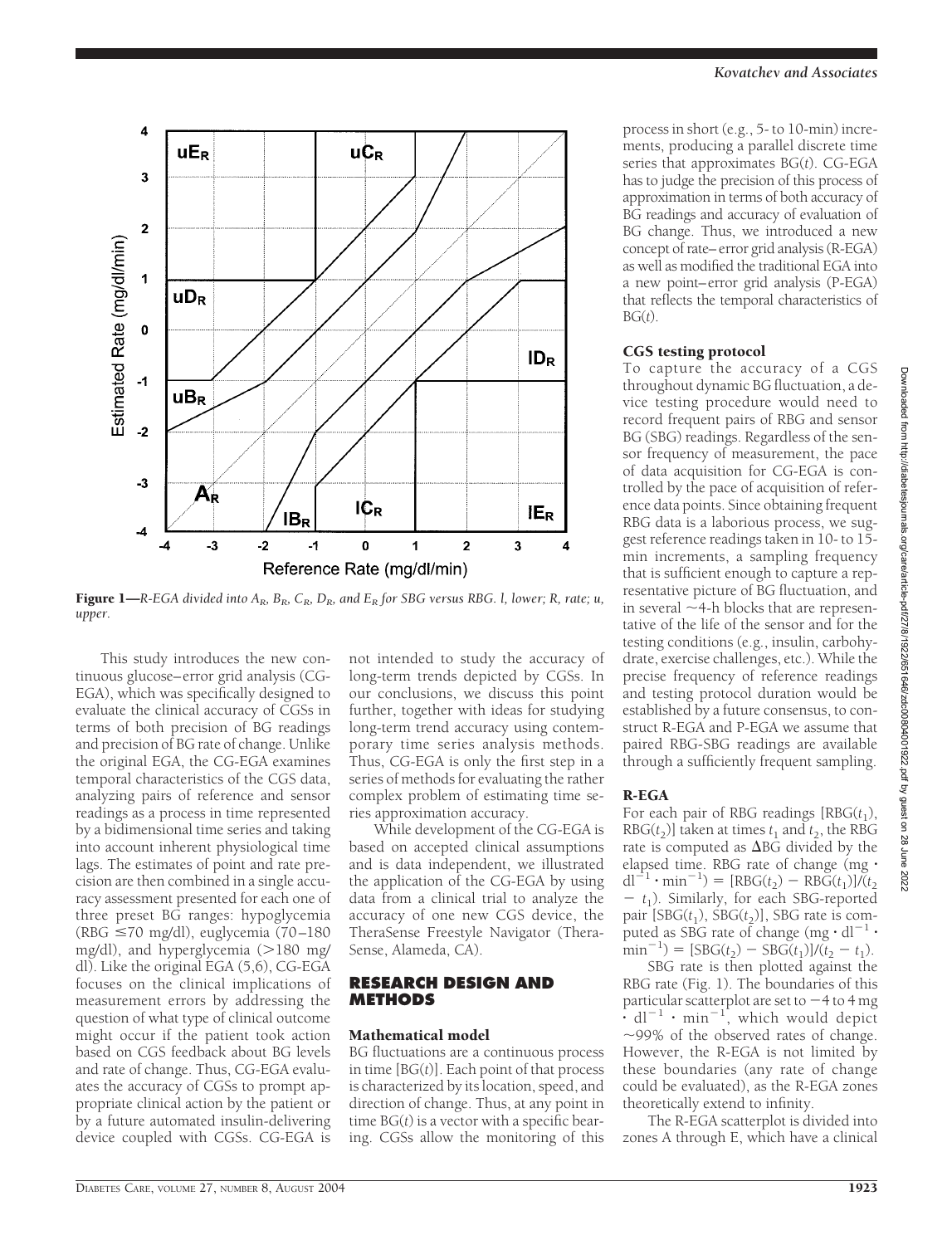**Figure 1**—*R-EGA divided into $A_R$, $B_R$, $C_R$, $D_R$, and $E_R$ for SBG versus RBG. l, lower; R, rate; u, upper.*

This study introduces the new continuous glucose–error grid analysis (CG-EGA), which was specifically designed to evaluate the clinical accuracy of CGSs in terms of both precision of BG readings and precision of BG rate of change. Unlike the original EGA, the CG-EGA examines temporal characteristics of the CGS data, analyzing pairs of reference and sensor readings as a process in time represented by a bidimensional time series and taking into account inherent physiological time lags. The estimates of point and rate precision are then combined in a single accuracy assessment presented for each one of three preset BG ranges: hypoglycemia (RBG ≤70 mg/dl), euglycemia (70–180 mg/dl), and hyperglycemia (>180 mg/dl). Like the original EGA (5,6), CG-EGA focuses on the clinical implications of measurement errors by addressing the question of what type of clinical outcome might occur if the patient took action based on CGS feedback about BG levels and rate of change. Thus, CG-EGA evaluates the accuracy of CGSs to prompt appropriate clinical action by the patient or by a future automated insulin-delivering device coupled with CGSs. CG-EGA is not intended to study the accuracy of long-term trends depicted by CGSs. In our conclusions, we discuss this point further, together with ideas for studying long-term trend accuracy using contemporary time series analysis methods. Thus, CG-EGA is only the first step in a series of methods for evaluating the rather complex problem of estimating time series approximation accuracy.

While development of the CG-EGA is based on accepted clinical assumptions and is data independent, we illustrated the application of the CG-EGA by using data from a clinical trial to analyze the accuracy of one new CGS device, the TheraSense Freestyle Navigator (TheraSense, Alameda, CA).

## RESEARCH DESIGN AND METHODS

### Mathematical model

BG fluctuations are a continuous process in time [BG($t$)]. Each point of that process is characterized by its location, speed, and direction of change. Thus, at any point in time BG($t$) is a vector with a specific bearing. CGSs allow the monitoring of this process in short (e.g., 5- to 10-min) increments, producing a parallel discrete time series that approximates BG($t$). CG-EGA has to judge the precision of this process of approximation in terms of both accuracy of BG readings and accuracy of evaluation of BG change. Thus, we introduced a new concept of rate–error grid analysis (R-EGA) as well as modified the traditional EGA into a new point–error grid analysis (P-EGA) that reflects the temporal characteristics of BG($t$).

### CGS testing protocol

To capture the accuracy of a CGS throughout dynamic BG fluctuation, a device testing procedure would need to record frequent pairs of RBG and sensor BG (SBG) readings. Regardless of the sensor frequency of measurement, the pace of data acquisition for CG-EGA is controlled by the pace of acquisition of reference data points. Since obtaining frequent RBG data is a laborious process, we suggest reference readings taken in 10- to 15-min increments, a sampling frequency that is sufficient enough to capture a representative picture of BG fluctuation, and in several ~4-h blocks that are representative of the life of the sensor and for the testing conditions (e.g., insulin, carbohydrate, exercise challenges, etc.). While the precise frequency of reference readings and testing protocol duration would be established by a future consensus, to construct R-EGA and P-EGA we assume that paired RBG-SBG readings are available through a sufficiently frequent sampling.

### R-EGA

For each pair of RBG readings [RBG($t_1$), RBG($t_2$)] taken at times $t_1$ and $t_2$, the RBG rate is computed as ΔBG divided by the elapsed time. RBG rate of change ($mg \cdot dl^{-1} \cdot min^{-1}$) = [RBG($t_2$) − RBG($t_1$)]/($t_2 - t_1$). Similarly, for each SBG-reported pair [SBG($t_1$), SBG($t_2$)], SBG rate is computed as SBG rate of change ($mg \cdot dl^{-1} \cdot min^{-1}$) = [SBG($t_2$) − SBG($t_1$)]/($t_2 - t_1$).

SBG rate is then plotted against the RBG rate (Fig. 1). The boundaries of this particular scatterplot are set to −4 to 4 $mg \cdot dl^{-1} \cdot min^{-1}$, which would depict ~99% of the observed rates of change. However, the R-EGA is not limited by these boundaries (any rate of change could be evaluated), as the R-EGA zones theoretically extend to infinity.

The R-EGA scatterplot is divided into zones A through E, which have a clinical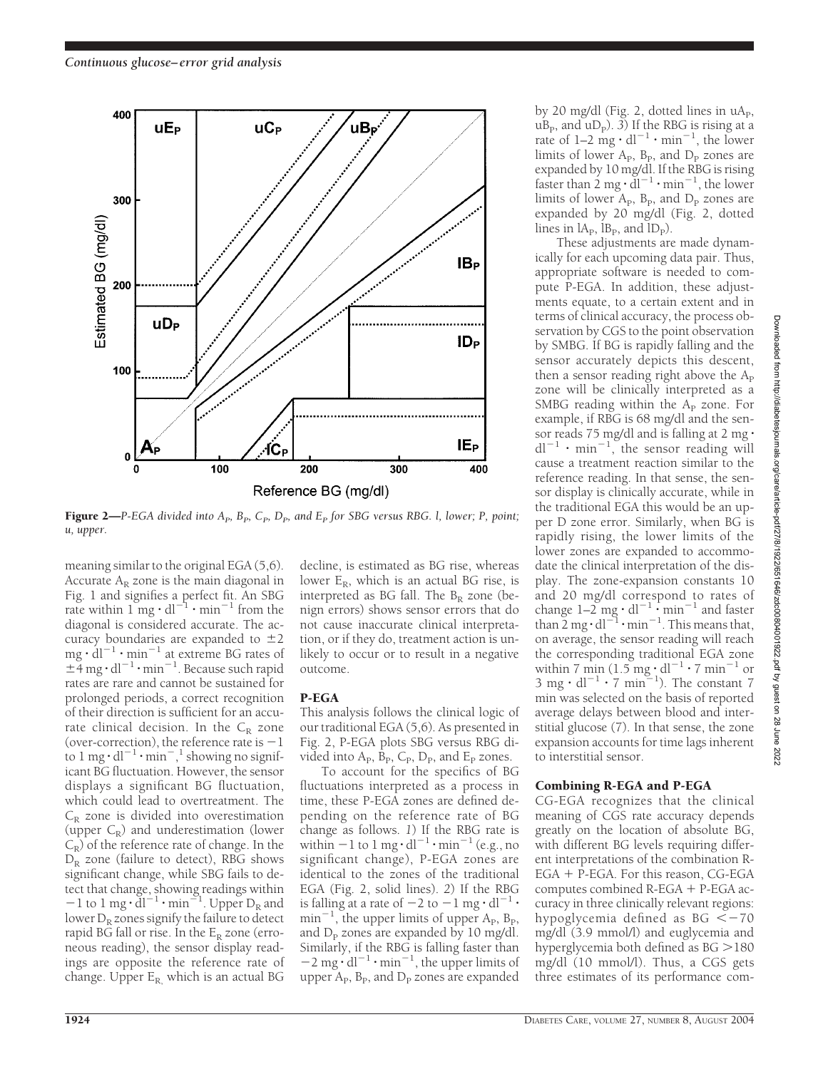**Figure 2**—*P-EGA divided into $A_P$, $B_P$, $C_P$, $D_P$, and $E_P$ for SBG versus RBG. l, lower; P, point; u, upper.*

meaning similar to the original EGA (5,6). Accurate $A_R$ zone is the main diagonal in Fig. 1 and signifies a perfect fit. An SBG rate within 1 $mg \cdot dl^{-1} \cdot min^{-1}$ from the diagonal is considered accurate. The accuracy boundaries are expanded to $\pm 2$ $mg \cdot dl^{-1} \cdot min^{-1}$ at extreme BG rates of $\pm 4$ $mg \cdot dl^{-1} \cdot min^{-1}$. Because such rapid rates are rare and cannot be sustained for prolonged periods, a correct recognition of their direction is sufficient for an accurate clinical decision. In the $C_R$ zone (over-correction), the reference rate is $-1$ to 1 $mg \cdot dl^{-1} \cdot min^{-1}$,[1] showing no significant BG fluctuation. However, the sensor displays a significant BG fluctuation, which could lead to overtreatment. The $C_R$ zone is divided into overestimation (upper $C_R$) and underestimation (lower $C_R$) of the reference rate of change. In the $D_R$ zone (failure to detect), RBG shows significant change, while SBG fails to detect that change, showing readings within $-1$ to 1 $mg \cdot dl^{-1} \cdot min^{-1}$. Upper $D_R$ and lower $D_R$ zones signify the failure to detect rapid BG fall or rise. In the $E_R$ zone (erroneous reading), the sensor display readings are opposite the reference rate of change. Upper $E_R$, which is an actual BG decline, is estimated as BG rise, whereas lower $E_R$, which is an actual BG rise, is interpreted as BG fall. The $B_R$ zone (benign errors) shows sensor errors that do not cause inaccurate clinical interpretation, or if they do, treatment action is unlikely to occur or to result in a negative outcome.

### P-EGA

This analysis follows the clinical logic of our traditional EGA (5,6). As presented in Fig. 2, P-EGA plots SBG versus RBG divided into $A_P$, $B_P$, $C_P$, $D_P$, and $E_P$ zones.

To account for the specifics of BG fluctuations interpreted as a process in time, these P-EGA zones are defined depending on the reference rate of BG change as follows. *1*) If the RBG rate is within $-1$ to 1 $mg \cdot dl^{-1} \cdot min^{-1}$ (e.g., no significant change), P-EGA zones are identical to the zones of the traditional EGA (Fig. 2, solid lines). *2*) If the RBG is falling at a rate of $-2$ to $-1$ $mg \cdot dl^{-1} \cdot min^{-1}$, the upper limits of upper $A_P$, $B_P$, and $D_P$ zones are expanded by 10 mg/dl. Similarly, if the RBG is falling faster than $-2$ $mg \cdot dl^{-1} \cdot min^{-1}$, the upper limits of upper $A_P$, $B_P$, and $D_P$ zones are expanded by 20 mg/dl (Fig. 2, dotted lines in $uA_P$, $uB_P$, and $uD_P$). *3*) If the RBG is rising at a rate of 1–2 $mg \cdot dl^{-1} \cdot min^{-1}$, the lower limits of lower $A_P$, $B_P$, and $D_P$ zones are expanded by 10 mg/dl. If the RBG is rising faster than 2 $mg \cdot dl^{-1} \cdot min^{-1}$, the lower limits of lower $A_P$, $B_P$, and $D_P$ zones are expanded by 20 mg/dl (Fig. 2, dotted lines in $lA_P$, $lB_P$, and $lD_P$).

These adjustments are made dynamically for each upcoming data pair. Thus, appropriate software is needed to compute P-EGA. In addition, these adjustments equate, to a certain extent and in terms of clinical accuracy, the process observation by CGS to the point observation by SMBG. If BG is rapidly falling and the sensor accurately depicts this descent, then a sensor reading right above the $A_P$ zone will be clinically interpreted as a SMBG reading within the $A_P$ zone. For example, if RBG is 68 mg/dl and the sensor reads 75 mg/dl and is falling at 2 $mg \cdot dl^{-1} \cdot min^{-1}$, the sensor reading will cause a treatment reaction similar to the reference reading. In that sense, the sensor display is clinically accurate, while in the traditional EGA this would be an upper D zone error. Similarly, when BG is rapidly rising, the lower limits of the lower zones are expanded to accommodate the clinical interpretation of the display. The zone-expansion constants 10 and 20 mg/dl correspond to rates of change 1–2 $mg \cdot dl^{-1} \cdot min^{-1}$ and faster than 2 $mg \cdot dl^{-1} \cdot min^{-1}$. This means that, on average, the sensor reading will reach the corresponding traditional EGA zone within 7 min (1.5 $mg \cdot dl^{-1} \cdot 7\ min^{-1}$ or 3 $mg \cdot dl^{-1} \cdot 7\ min^{-1}$). The constant 7 min was selected on the basis of reported average delays between blood and interstitial glucose (7). In that sense, the zone expansion accounts for time lags inherent to interstitial sensor.

### Combining R-EGA and P-EGA

CG-EGA recognizes that the clinical meaning of CGS rate accuracy depends greatly on the location of absolute BG, with different BG levels requiring different interpretations of the combination R-EGA + P-EGA. For this reason, CG-EGA computes combined R-EGA + P-EGA accuracy in three clinically relevant regions: hypoglycemia defined as BG $<-70$ mg/dl (3.9 mmol/l) and euglycemia and hyperglycemia both defined as BG $>$180 mg/dl (10 mmol/l). Thus, a CGS gets three estimates of its performance com-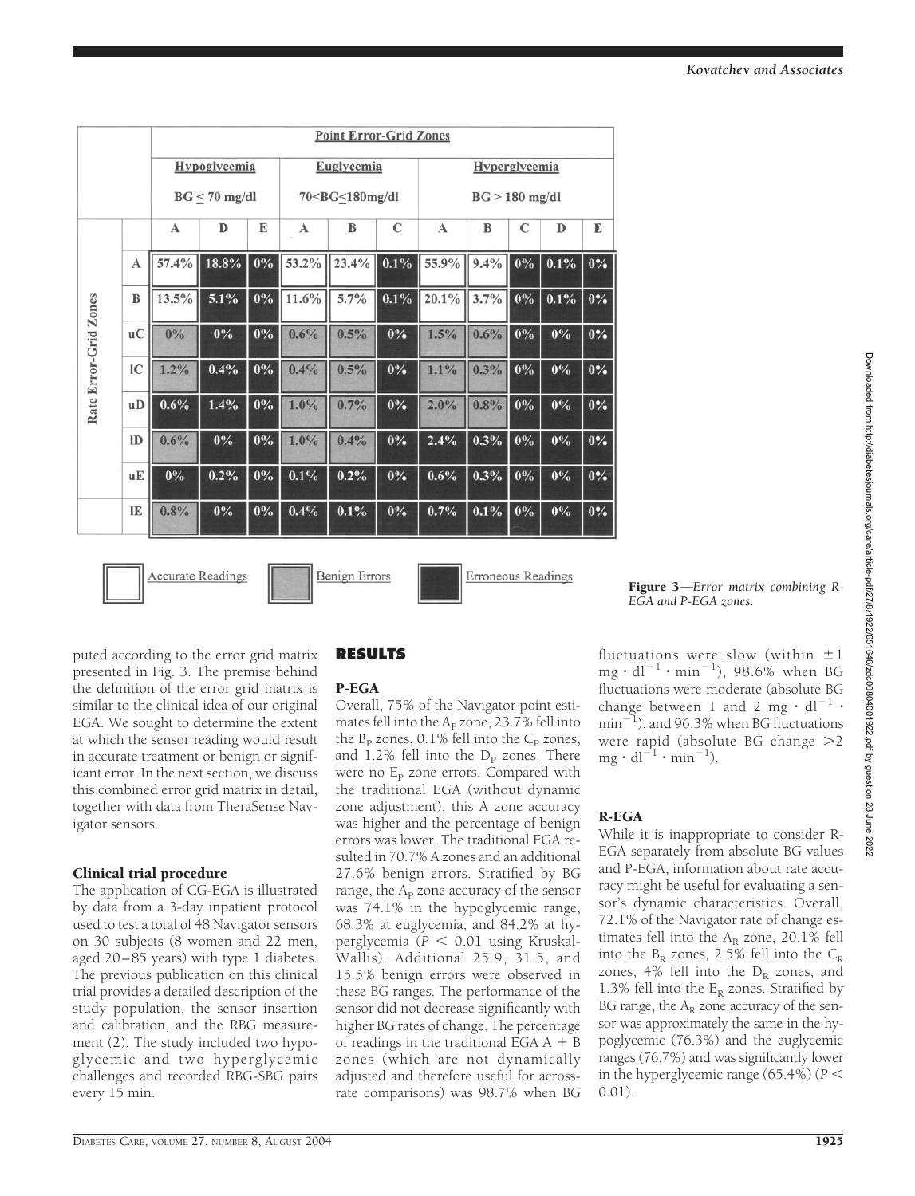| | Point Error-Grid Zones | | | | | | | | | | |
|---|---|---|---|---|---|---|---|---|---|---|---|
| | Hypoglycemia BG ≤ 70 mg/dl | | | Euglycemia 70<BG≤180mg/dl | | | Hyperglycemia BG > 180 mg/dl | | | | |
| Rate Error-Grid Zones | A | D | E | A | B | C | A | B | C | D | E |
| A | 57.4% | 18.8% | 0% | 53.2% | 23.4% | 0.1% | 55.9% | 9.4% | 0% | 0.1% | 0% |
| B | 13.5% | 5.1% | 0% | 11.6% | 5.7% | 0.1% | 20.1% | 3.7% | 0% | 0.1% | 0% |
| uC | 0% | 0% | 0% | 0.6% | 0.5% | 0% | 1.5% | 0.6% | 0% | 0% | 0% |
| lC | 1.2% | 0.4% | 0% | 0.4% | 0.5% | 0% | 1.1% | 0.3% | 0% | 0% | 0% |
| uD | 0.6% | 1.4% | 0% | 1.0% | 0.7% | 0% | 2.0% | 0.8% | 0% | 0% | 0% |
| lD | 0.6% | 0% | 0% | 1.0% | 0.4% | 0% | 2.4% | 0.3% | 0% | 0% | 0% |
| uE | 0% | 0.2% | 0% | 0.1% | 0.2% | 0% | 0.6% | 0.3% | 0% | 0% | 0% |
| lE | 0.8% | 0% | 0% | 0.4% | 0.1% | 0% | 0.7% | 0.1% | 0% | 0% | 0% |

Accurate Readings | Benign Errors | Erroneous Readings

**Figure 3**—*Error matrix combining R-EGA and P-EGA zones.*

puted according to the error grid matrix presented in Fig. 3. The premise behind the definition of the error grid matrix is similar to the clinical idea of our original EGA. We sought to determine the extent at which the sensor reading would result in accurate treatment or benign or significant error. In the next section, we discuss this combined error grid matrix in detail, together with data from TheraSense Navigator sensors.

### Clinical trial procedure

The application of CG-EGA is illustrated by data from a 3-day inpatient protocol used to test a total of 48 Navigator sensors on 30 subjects (8 women and 22 men, aged 20–85 years) with type 1 diabetes. The previous publication on this clinical trial provides a detailed description of the study population, the sensor insertion and calibration, and the RBG measurement (2). The study included two hypoglycemic and two hyperglycemic challenges and recorded RBG-SBG pairs every 15 min.

## RESULTS

### P-EGA

Overall, 75% of the Navigator point estimates fell into the $A_P$ zone, 23.7% fell into the $B_P$ zones, 0.1% fell into the $C_P$ zones, and 1.2% fell into the $D_P$ zones. There were no $E_P$ zone errors. Compared with the traditional EGA (without dynamic zone adjustment), this A zone accuracy was higher and the percentage of benign errors was lower. The traditional EGA resulted in 70.7% A zones and an additional 27.6% benign errors. Stratified by BG range, the $A_P$ zone accuracy of the sensor was 74.1% in the hypoglycemic range, 68.3% at euglycemia, and 84.2% at hyperglycemia ($P < 0.01$ using Kruskal-Wallis). Additional 25.9, 31.5, and 15.5% benign errors were observed in these BG ranges. The performance of the sensor did not decrease significantly with higher BG rates of change. The percentage of readings in the traditional EGA A + B zones (which are not dynamically adjusted and therefore useful for across-rate comparisons) was 98.7% when BG fluctuations were slow (within $\pm 1$ $mg \cdot dl^{-1} \cdot min^{-1}$), 98.6% when BG fluctuations were moderate (absolute BG change between 1 and 2 $mg \cdot dl^{-1} \cdot min^{-1}$), and 96.3% when BG fluctuations were rapid (absolute BG change $>2$ $mg \cdot dl^{-1} \cdot min^{-1}$).

### R-EGA

While it is inappropriate to consider R-EGA separately from absolute BG values and P-EGA, information about rate accuracy might be useful for evaluating a sensor's dynamic characteristics. Overall, 72.1% of the Navigator rate of change estimates fell into the $A_R$ zone, 20.1% fell into the $B_R$ zones, 2.5% fell into the $C_R$ zones, 4% fell into the $D_R$ zones, and 1.3% fell into the $E_R$ zones. Stratified by BG range, the $A_R$ zone accuracy of the sensor was approximately the same in the hypoglycemic (76.3%) and the euglycemic ranges (76.7%) and was significantly lower in the hyperglycemic range (65.4%) ($P < 0.01$).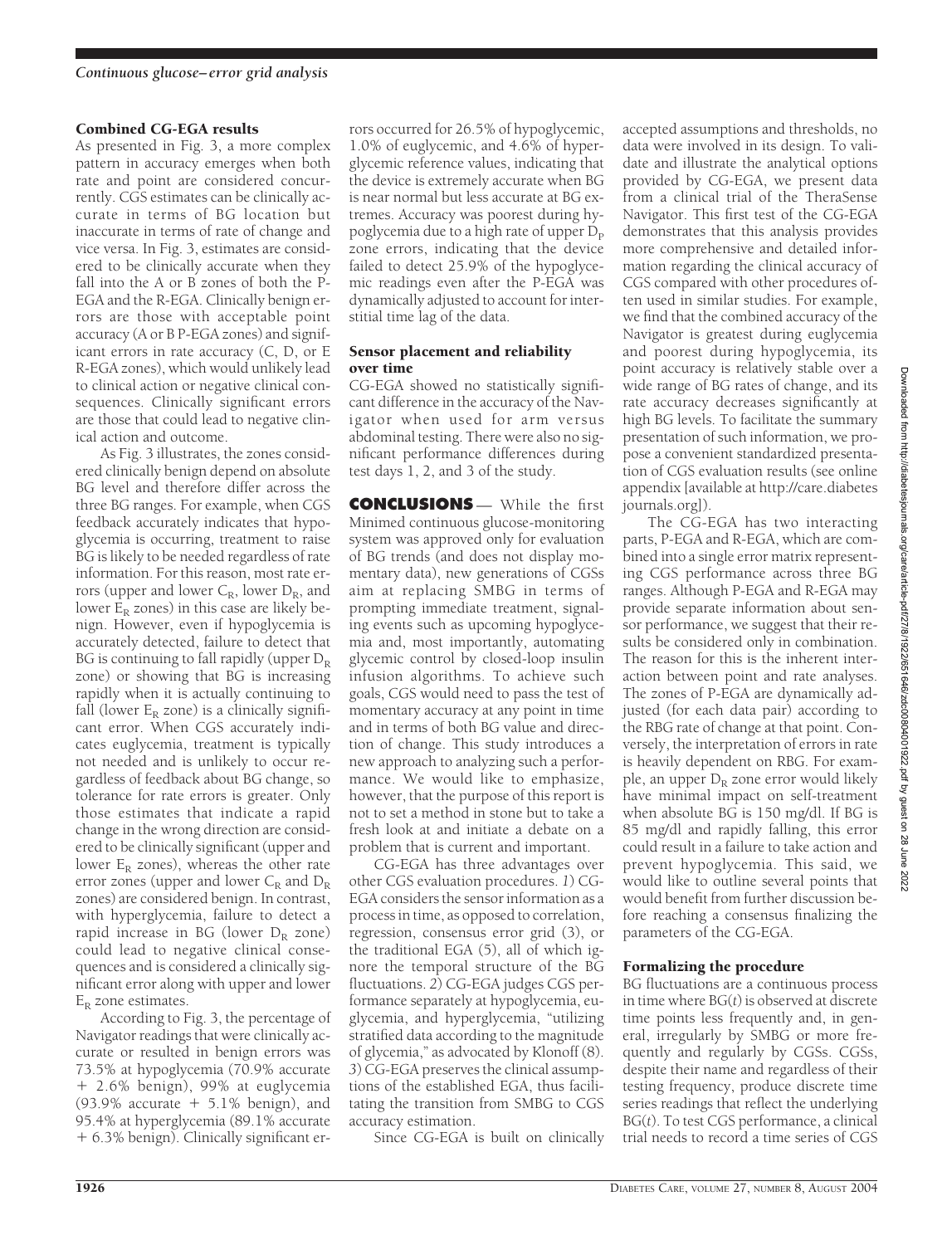### Combined CG-EGA results

As presented in Fig. 3, a more complex pattern in accuracy emerges when both rate and point are considered concurrently. CGS estimates can be clinically accurate in terms of BG location but inaccurate in terms of rate of change and vice versa. In Fig. 3, estimates are considered to be clinically accurate when they fall into the A or B zones of both the P-EGA and the R-EGA. Clinically benign errors are those with acceptable point accuracy (A or B P-EGA zones) and significant errors in rate accuracy (C, D, or E R-EGA zones), which would unlikely lead to clinical action or negative clinical consequences. Clinically significant errors are those that could lead to negative clinical action and outcome.

As Fig. 3 illustrates, the zones considered clinically benign depend on absolute BG level and therefore differ across the three BG ranges. For example, when CGS feedback accurately indicates that hypoglycemia is occurring, treatment to raise BG is likely to be needed regardless of rate information. For this reason, most rate errors (upper and lower $C_R$, lower $D_R$, and lower $E_R$ zones) in this case are likely benign. However, even if hypoglycemia is accurately detected, failure to detect that BG is continuing to fall rapidly (upper $D_R$ zone) or showing that BG is increasing rapidly when it is actually continuing to fall (lower $E_R$ zone) is a clinically significant error. When CGS accurately indicates euglycemia, treatment is typically not needed and is unlikely to occur regardless of feedback about BG change, so tolerance for rate errors is greater. Only those estimates that indicate a rapid change in the wrong direction are considered to be clinically significant (upper and lower $E_R$ zones), whereas the other rate error zones (upper and lower $C_R$ and $D_R$ zones) are considered benign. In contrast, with hyperglycemia, failure to detect a rapid increase in BG (lower $D_R$ zone) could lead to negative clinical consequences and is considered a clinically significant error along with upper and lower $E_R$ zone estimates.

According to Fig. 3, the percentage of Navigator readings that were clinically accurate or resulted in benign errors was 73.5% at hypoglycemia (70.9% accurate + 2.6% benign), 99% at euglycemia (93.9% accurate + 5.1% benign), and 95.4% at hyperglycemia (89.1% accurate + 6.3% benign). Clinically significant errors occurred for 26.5% of hypoglycemic, 1.0% of euglycemic, and 4.6% of hyperglycemic reference values, indicating that the device is extremely accurate when BG is near normal but less accurate at BG extremes. Accuracy was poorest during hypoglycemia due to a high rate of upper $D_P$ zone errors, indicating that the device failed to detect 25.9% of the hypoglycemic readings even after the P-EGA was dynamically adjusted to account for interstitial time lag of the data.

### Sensor placement and reliability over time

CG-EGA showed no statistically significant difference in the accuracy of the Navigator when used for arm versus abdominal testing. There were also no significant performance differences during test days 1, 2, and 3 of the study.

## CONCLUSIONS

While the first Minimed continuous glucose-monitoring system was approved only for evaluation of BG trends (and does not display momentary data), new generations of CGSs aim at replacing SMBG in terms of prompting immediate treatment, signaling events such as upcoming hypoglycemia and, most importantly, automating glycemic control by closed-loop insulin infusion algorithms. To achieve such goals, CGS would need to pass the test of momentary accuracy at any point in time and in terms of both BG value and direction of change. This study introduces a new approach to analyzing such a performance. We would like to emphasize, however, that the purpose of this report is not to set a method in stone but to take a fresh look at and initiate a debate on a problem that is current and important.

CG-EGA has three advantages over other CGS evaluation procedures. *1*) CG-EGA considers the sensor information as a process in time, as opposed to correlation, regression, consensus error grid (3), or the traditional EGA (5), all of which ignore the temporal structure of the BG fluctuations. *2*) CG-EGA judges CGS performance separately at hypoglycemia, euglycemia, and hyperglycemia, "utilizing stratified data according to the magnitude of glycemia," as advocated by Klonoff (8). *3*) CG-EGA preserves the clinical assumptions of the established EGA, thus facilitating the transition from SMBG to CGS accuracy estimation.

Since CG-EGA is built on clinically accepted assumptions and thresholds, no data were involved in its design. To validate and illustrate the analytical options provided by CG-EGA, we present data from a clinical trial of the TheraSense Navigator. This first test of the CG-EGA demonstrates that this analysis provides more comprehensive and detailed information regarding the clinical accuracy of CGS compared with other procedures often used in similar studies. For example, we find that the combined accuracy of the Navigator is greatest during euglycemia and poorest during hypoglycemia, its point accuracy is relatively stable over a wide range of BG rates of change, and its rate accuracy decreases significantly at high BG levels. To facilitate the summary presentation of such information, we propose a convenient standardized presentation of CGS evaluation results (see online appendix [available at http://care.diabetesjournals.org]).

The CG-EGA has two interacting parts, P-EGA and R-EGA, which are combined into a single error matrix representing CGS performance across three BG ranges. Although P-EGA and R-EGA may provide separate information about sensor performance, we suggest that their results be considered only in combination. The reason for this is the inherent interaction between point and rate analyses. The zones of P-EGA are dynamically adjusted (for each data pair) according to the RBG rate of change at that point. Conversely, the interpretation of errors in rate is heavily dependent on RBG. For example, an upper $D_R$ zone error would likely have minimal impact on self-treatment when absolute BG is 150 mg/dl. If BG is 85 mg/dl and rapidly falling, this error could result in a failure to take action and prevent hypoglycemia. This said, we would like to outline several points that would benefit from further discussion before reaching a consensus finalizing the parameters of the CG-EGA.

### Formalizing the procedure

BG fluctuations are a continuous process in time where BG(*t*) is observed at discrete time points less frequently and, in general, irregularly by SMBG or more frequently and regularly by CGSs. CGSs, despite their name and regardless of their testing frequency, produce discrete time series readings that reflect the underlying BG(*t*). To test CGS performance, a clinical trial needs to record a time series of CGS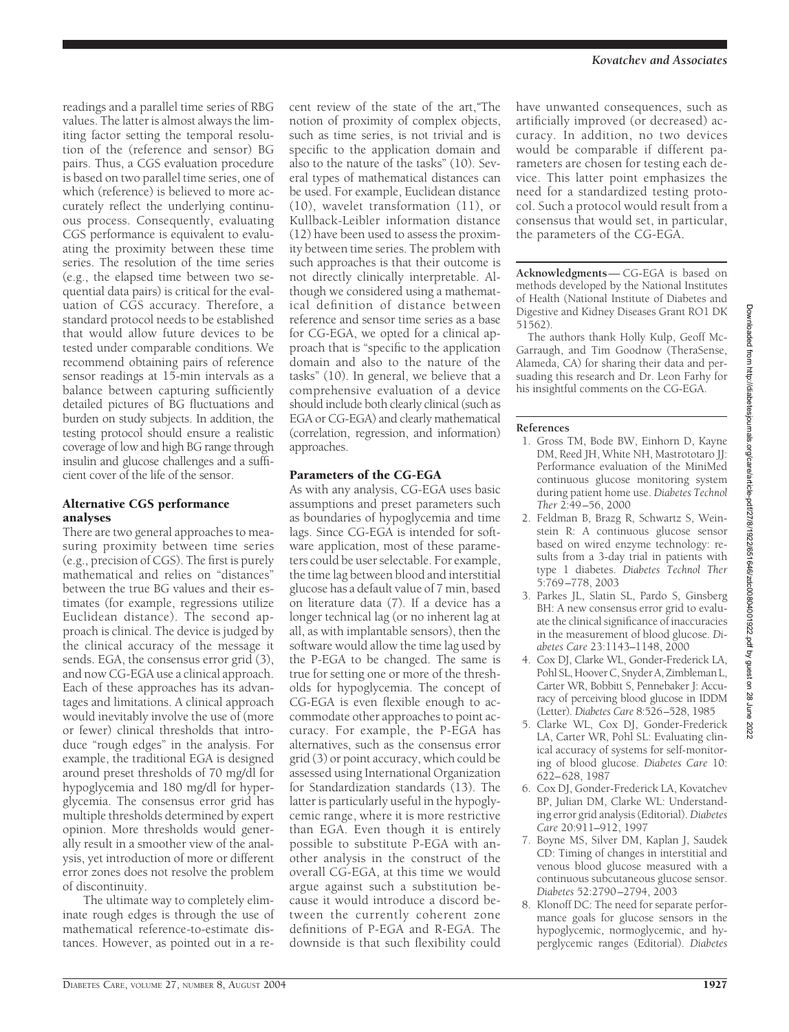readings and a parallel time series of RBG values. The latter is almost always the limiting factor setting the temporal resolution of the (reference and sensor) BG pairs. Thus, a CGS evaluation procedure is based on two parallel time series, one of which (reference) is believed to more accurately reflect the underlying continuous process. Consequently, evaluating CGS performance is equivalent to evaluating the proximity between these time series. The resolution of the time series (e.g., the elapsed time between two sequential data pairs) is critical for the evaluation of CGS accuracy. Therefore, a standard protocol needs to be established that would allow future devices to be tested under comparable conditions. We recommend obtaining pairs of reference sensor readings at 15-min intervals as a balance between capturing sufficiently detailed pictures of BG fluctuations and burden on study subjects. In addition, the testing protocol should ensure a realistic coverage of low and high BG range through insulin and glucose challenges and a sufficient cover of the life of the sensor.

### Alternative CGS performance analyses

There are two general approaches to measuring proximity between time series (e.g., precision of CGS). The first is purely mathematical and relies on "distances" between the true BG values and their estimates (for example, regressions utilize Euclidean distance). The second approach is clinical. The device is judged by the clinical accuracy of the message it sends. EGA, the consensus error grid (3), and now CG-EGA use a clinical approach. Each of these approaches has its advantages and limitations. A clinical approach would inevitably involve the use of (more or fewer) clinical thresholds that introduce "rough edges" in the analysis. For example, the traditional EGA is designed around preset thresholds of 70 mg/dl for hypoglycemia and 180 mg/dl for hyperglycemia. The consensus error grid has multiple thresholds determined by expert opinion. More thresholds would generally result in a smoother view of the analysis, yet introduction of more or different error zones does not resolve the problem of discontinuity.

The ultimate way to completely eliminate rough edges is through the use of mathematical reference-to-estimate distances. However, as pointed out in a recent review of the state of the art,"The notion of proximity of complex objects, such as time series, is not trivial and is specific to the application domain and also to the nature of the tasks" (10). Several types of mathematical distances can be used. For example, Euclidean distance (10), wavelet transformation (11), or Kullback-Leibler information distance (12) have been used to assess the proximity between time series. The problem with such approaches is that their outcome is not directly clinically interpretable. Although we considered using a mathematical definition of distance between reference and sensor time series as a base for CG-EGA, we opted for a clinical approach that is "specific to the application domain and also to the nature of the tasks" (10). In general, we believe that a comprehensive evaluation of a device should include both clearly clinical (such as EGA or CG-EGA) and clearly mathematical (correlation, regression, and information) approaches.

### Parameters of the CG-EGA

As with any analysis, CG-EGA uses basic assumptions and preset parameters such as boundaries of hypoglycemia and time lags. Since CG-EGA is intended for software application, most of these parameters could be user selectable. For example, the time lag between blood and interstitial glucose has a default value of 7 min, based on literature data (7). If a device has a longer technical lag (or no inherent lag at all, as with implantable sensors), then the software would allow the time lag used by the P-EGA to be changed. The same is true for setting one or more of the thresholds for hypoglycemia. The concept of CG-EGA is even flexible enough to accommodate other approaches to point accuracy. For example, the P-EGA has alternatives, such as the consensus error grid (3) or point accuracy, which could be assessed using International Organization for Standardization standards (13). The latter is particularly useful in the hypoglycemic range, where it is more restrictive than EGA. Even though it is entirely possible to substitute P-EGA with another analysis in the construct of the overall CG-EGA, at this time we would argue against such a substitution because it would introduce a discord between the currently coherent zone definitions of P-EGA and R-EGA. The downside is that such flexibility could have unwanted consequences, such as artificially improved (or decreased) accuracy. In addition, no two devices would be comparable if different parameters are chosen for testing each device. This latter point emphasizes the need for a standardized testing protocol. Such a protocol would result from a consensus that would set, in particular, the parameters of the CG-EGA.

**Acknowledgments**— CG-EGA is based on methods developed by the National Institutes of Health (National Institute of Diabetes and Digestive and Kidney Diseases Grant RO1 DK 51562).

The authors thank Holly Kulp, Geoff McGarraugh, and Tim Goodnow (TheraSense, Alameda, CA) for sharing their data and persuading this research and Dr. Leon Farhy for his insightful comments on the CG-EGA.

### References

1. Gross TM, Bode BW, Einhorn D, Kayne DM, Reed JH, White NH, Mastrototaro JJ: Performance evaluation of the MiniMed continuous glucose monitoring system during patient home use. *Diabetes Technol Ther* 2:49–56, 2000
2. Feldman B, Brazg R, Schwartz S, Weinstein R: A continuous glucose sensor based on wired enzyme technology: results from a 3-day trial in patients with type 1 diabetes. *Diabetes Technol Ther* 5:769–778, 2003
3. Parkes JL, Slatin SL, Pardo S, Ginsberg BH: A new consensus error grid to evaluate the clinical significance of inaccuracies in the measurement of blood glucose. *Diabetes Care* 23:1143–1148, 2000
4. Cox DJ, Clarke WL, Gonder-Frederick LA, Pohl SL, Hoover C, Snyder A, Zimbleman L, Carter WR, Bobbitt S, Pennebaker J: Accuracy of perceiving blood glucose in IDDM (Letter). *Diabetes Care* 8:526–528, 1985
5. Clarke WL, Cox DJ, Gonder-Frederick LA, Carter WR, Pohl SL: Evaluating clinical accuracy of systems for self-monitoring of blood glucose. *Diabetes Care* 10:622–628, 1987
6. Cox DJ, Gonder-Frederick LA, Kovatchev BP, Julian DM, Clarke WL: Understanding error grid analysis (Editorial). *Diabetes Care* 20:911–912, 1997
7. Boyne MS, Silver DM, Kaplan J, Saudek CD: Timing of changes in interstitial and venous blood glucose measured with a continuous subcutaneous glucose sensor. *Diabetes* 52:2790–2794, 2003
8. Klonoff DC: The need for separate performance goals for glucose sensors in the hypoglycemic, normoglycemic, and hyperglycemic ranges (Editorial). *Diabetes*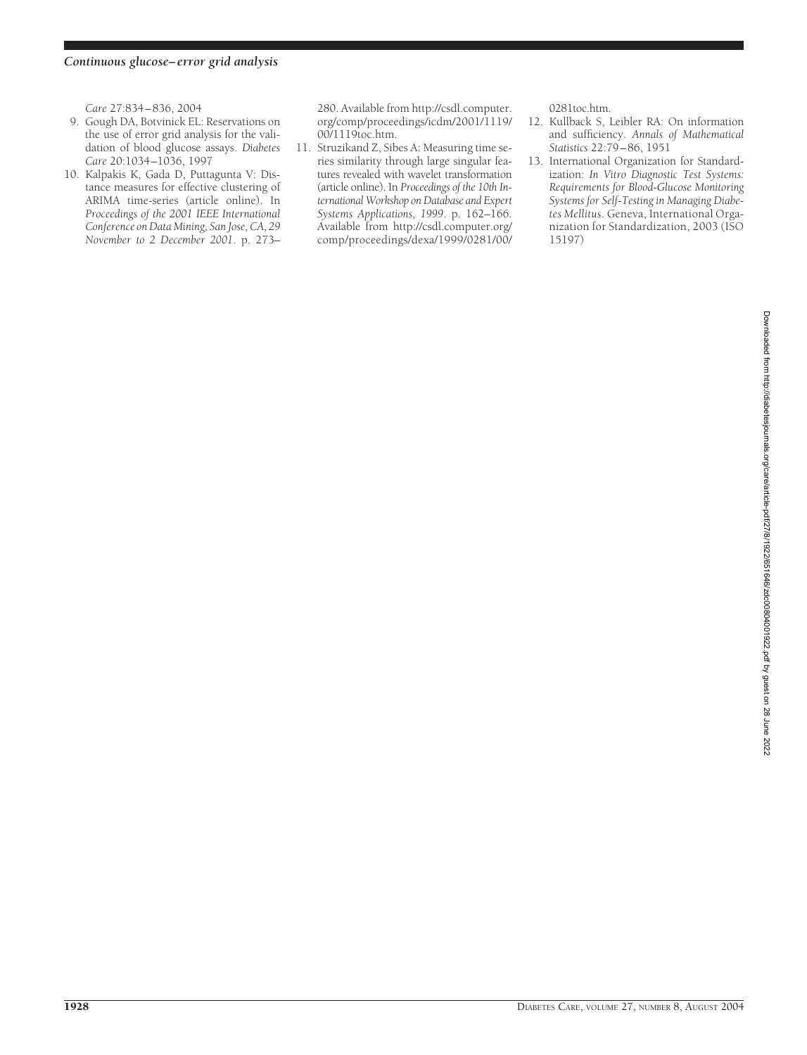*Care* 27:834–836, 2004

9. Gough DA, Botvinick EL: Reservations on the use of error grid analysis for the validation of blood glucose assays. *Diabetes Care* 20:1034–1036, 1997
10. Kalpakis K, Gada D, Puttagunta V: Distance measures for effective clustering of ARIMA time-series (article online). In *Proceedings of the 2001 IEEE International Conference on Data Mining, San Jose, CA, 29 November to 2 December 2001*. p. 273–280. Available from http://csdl.computer.org/comp/proceedings/icdm/2001/1119/00/1119toc.htm.
11. Struzikand Z, Sibes A: Measuring time series similarity through large singular features revealed with wavelet transformation (article online). In *Proceedings of the 10th International Workshop on Database and Expert Systems Applications, 1999*. p. 162–166. Available from http://csdl.computer.org/comp/proceedings/dexa/1999/0281/00/0281toc.htm.
12. Kullback S, Leibler RA: On information and sufficiency. *Annals of Mathematical Statistics* 22:79–86, 1951
13. International Organization for Standardization: *In Vitro Diagnostic Test Systems: Requirements for Blood-Glucose Monitoring Systems for Self-Testing in Managing Diabetes Mellitus*. Geneva, International Organization for Standardization, 2003 (ISO 15197)